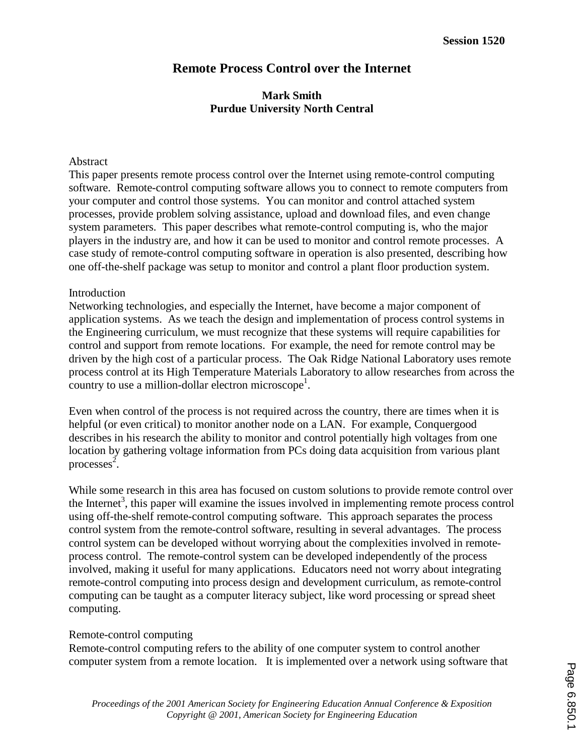Session 1520

# Remote Process Control over the Internet

**Mark Smith**
**Purdue University North Central**

## Abstract

This paper presents remote process control over the Internet using remote-control computing software. Remote-control computing software allows you to connect to remote computers from your computer and control those systems. You can monitor and control attached system processes, provide problem solving assistance, upload and download files, and even change system parameters. This paper describes what remote-control computing is, who the major players in the industry are, and how it can be used to monitor and control remote processes. A case study of remote-control computing software in operation is also presented, describing how one off-the-shelf package was setup to monitor and control a plant floor production system.

## Introduction

Networking technologies, and especially the Internet, have become a major component of application systems. As we teach the design and implementation of process control systems in the Engineering curriculum, we must recognize that these systems will require capabilities for control and support from remote locations. For example, the need for remote control may be driven by the high cost of a particular process. The Oak Ridge National Laboratory uses remote process control at its High Temperature Materials Laboratory to allow researches from across the country to use a million-dollar electron microscope[1].

Even when control of the process is not required across the country, there are times when it is helpful (or even critical) to monitor another node on a LAN. For example, Conquergood describes in his research the ability to monitor and control potentially high voltages from one location by gathering voltage information from PCs doing data acquisition from various plant processes[2].

While some research in this area has focused on custom solutions to provide remote control over the Internet[3], this paper will examine the issues involved in implementing remote process control using off-the-shelf remote-control computing software. This approach separates the process control system from the remote-control software, resulting in several advantages. The process control system can be developed without worrying about the complexities involved in remote-process control. The remote-control system can be developed independently of the process involved, making it useful for many applications. Educators need not worry about integrating remote-control computing into process design and development curriculum, as remote-control computing can be taught as a computer literacy subject, like word processing or spread sheet computing.

## Remote-control computing

Remote-control computing refers to the ability of one computer system to control another computer system from a remote location. It is implemented over a network using software that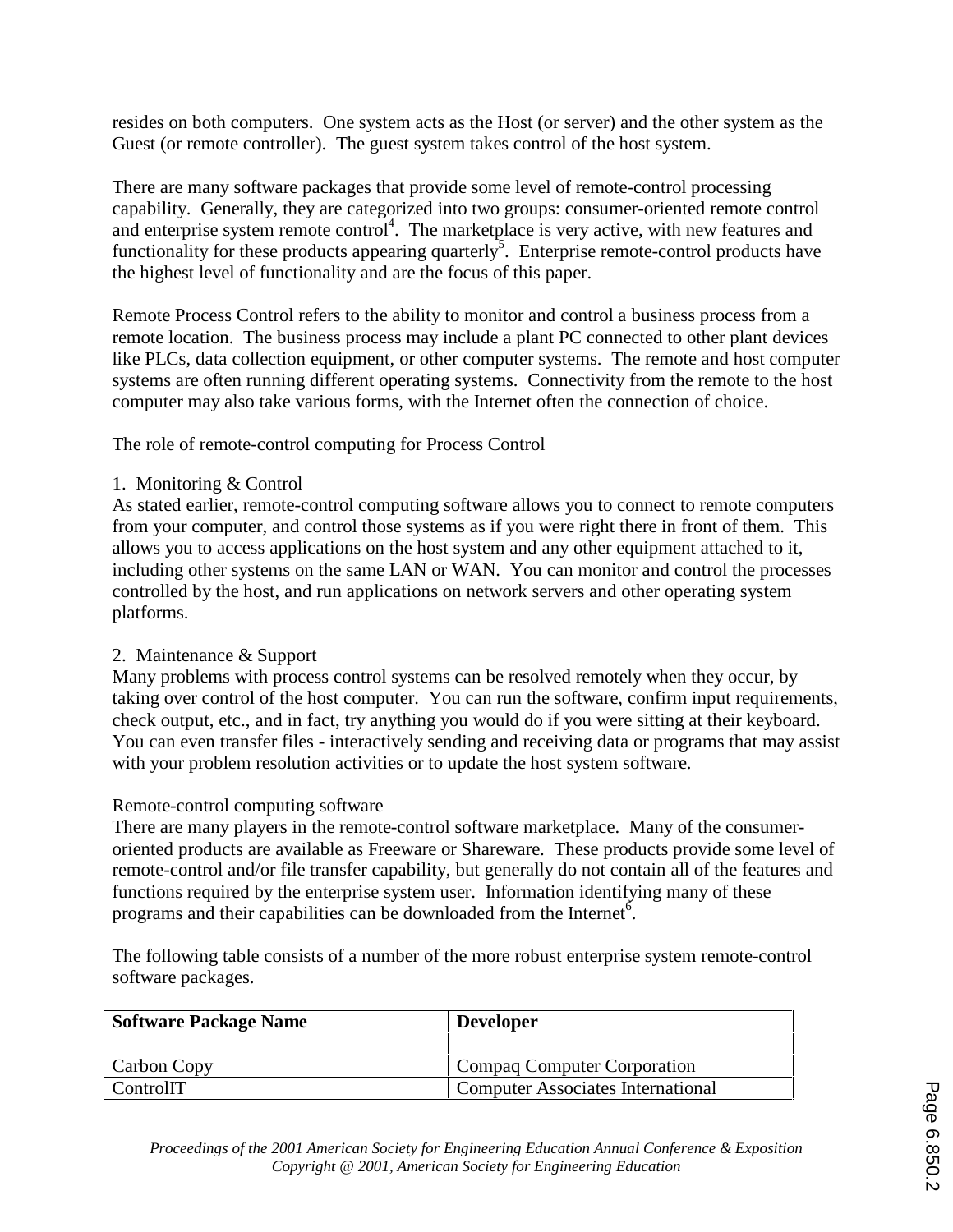resides on both computers. One system acts as the Host (or server) and the other system as the Guest (or remote controller). The guest system takes control of the host system.

There are many software packages that provide some level of remote-control processing capability. Generally, they are categorized into two groups: consumer-oriented remote control and enterprise system remote control[4]. The marketplace is very active, with new features and functionality for these products appearing quarterly[5]. Enterprise remote-control products have the highest level of functionality and are the focus of this paper.

Remote Process Control refers to the ability to monitor and control a business process from a remote location. The business process may include a plant PC connected to other plant devices like PLCs, data collection equipment, or other computer systems. The remote and host computer systems are often running different operating systems. Connectivity from the remote to the host computer may also take various forms, with the Internet often the connection of choice.

The role of remote-control computing for Process Control

1. Monitoring & Control
As stated earlier, remote-control computing software allows you to connect to remote computers from your computer, and control those systems as if you were right there in front of them. This allows you to access applications on the host system and any other equipment attached to it, including other systems on the same LAN or WAN. You can monitor and control the processes controlled by the host, and run applications on network servers and other operating system platforms.

2. Maintenance & Support
Many problems with process control systems can be resolved remotely when they occur, by taking over control of the host computer. You can run the software, confirm input requirements, check output, etc., and in fact, try anything you would do if you were sitting at their keyboard. You can even transfer files - interactively sending and receiving data or programs that may assist with your problem resolution activities or to update the host system software.

Remote-control computing software
There are many players in the remote-control software marketplace. Many of the consumer-oriented products are available as Freeware or Shareware. These products provide some level of remote-control and/or file transfer capability, but generally do not contain all of the features and functions required by the enterprise system user. Information identifying many of these programs and their capabilities can be downloaded from the Internet[6].

The following table consists of a number of the more robust enterprise system remote-control software packages.

| **Software Package Name** | **Developer** |
|---|---|
| | |
| Carbon Copy | Compaq Computer Corporation |
| ControlIT | Computer Associates International |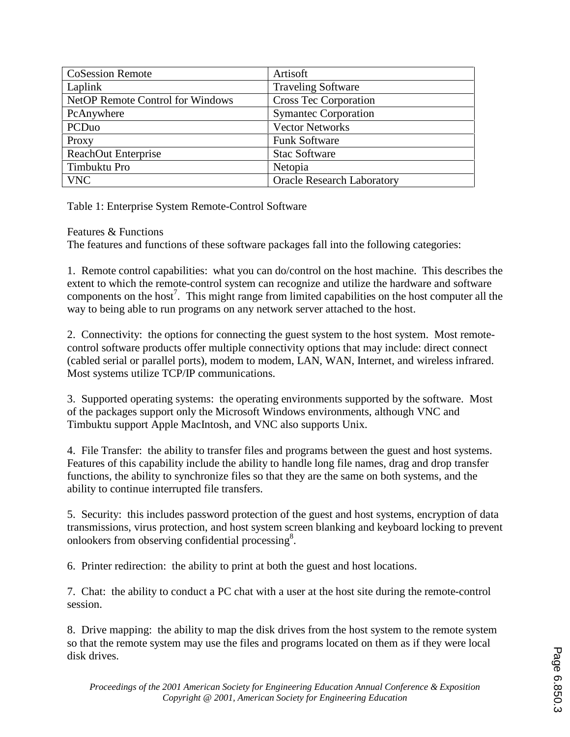| CoSession Remote | Artisoft |
|---|---|
| Laplink | Traveling Software |
| NetOP Remote Control for Windows | Cross Tec Corporation |
| PcAnywhere | Symantec Corporation |
| PCDuo | Vector Networks |
| Proxy | Funk Software |
| ReachOut Enterprise | Stac Software |
| Timbuktu Pro | Netopia |
| VNC | Oracle Research Laboratory |

Table 1: Enterprise System Remote-Control Software

Features & Functions

The features and functions of these software packages fall into the following categories:

1. Remote control capabilities: what you can do/control on the host machine. This describes the extent to which the remote-control system can recognize and utilize the hardware and software components on the host[7]. This might range from limited capabilities on the host computer all the way to being able to run programs on any network server attached to the host.

2. Connectivity: the options for connecting the guest system to the host system. Most remote-control software products offer multiple connectivity options that may include: direct connect (cabled serial or parallel ports), modem to modem, LAN, WAN, Internet, and wireless infrared. Most systems utilize TCP/IP communications.

3. Supported operating systems: the operating environments supported by the software. Most of the packages support only the Microsoft Windows environments, although VNC and Timbuktu support Apple MacIntosh, and VNC also supports Unix.

4. File Transfer: the ability to transfer files and programs between the guest and host systems. Features of this capability include the ability to handle long file names, drag and drop transfer functions, the ability to synchronize files so that they are the same on both systems, and the ability to continue interrupted file transfers.

5. Security: this includes password protection of the guest and host systems, encryption of data transmissions, virus protection, and host system screen blanking and keyboard locking to prevent onlookers from observing confidential processing[8].

6. Printer redirection: the ability to print at both the guest and host locations.

7. Chat: the ability to conduct a PC chat with a user at the host site during the remote-control session.

8. Drive mapping: the ability to map the disk drives from the host system to the remote system so that the remote system may use the files and programs located on them as if they were local disk drives.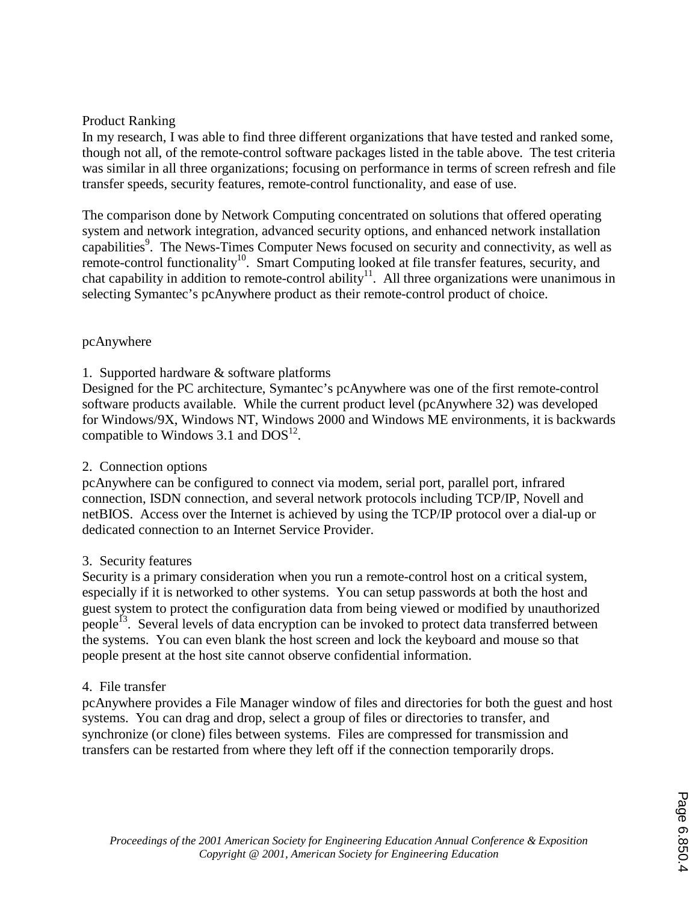## Product Ranking

In my research, I was able to find three different organizations that have tested and ranked some, though not all, of the remote-control software packages listed in the table above. The test criteria was similar in all three organizations; focusing on performance in terms of screen refresh and file transfer speeds, security features, remote-control functionality, and ease of use.

The comparison done by Network Computing concentrated on solutions that offered operating system and network integration, advanced security options, and enhanced network installation capabilities[9]. The News-Times Computer News focused on security and connectivity, as well as remote-control functionality[10]. Smart Computing looked at file transfer features, security, and chat capability in addition to remote-control ability[11]. All three organizations were unanimous in selecting Symantec's pcAnywhere product as their remote-control product of choice.

## pcAnywhere

### 1. Supported hardware & software platforms

Designed for the PC architecture, Symantec's pcAnywhere was one of the first remote-control software products available. While the current product level (pcAnywhere 32) was developed for Windows/9X, Windows NT, Windows 2000 and Windows ME environments, it is backwards compatible to Windows 3.1 and DOS[12].

### 2. Connection options

pcAnywhere can be configured to connect via modem, serial port, parallel port, infrared connection, ISDN connection, and several network protocols including TCP/IP, Novell and netBIOS. Access over the Internet is achieved by using the TCP/IP protocol over a dial-up or dedicated connection to an Internet Service Provider.

### 3. Security features

Security is a primary consideration when you run a remote-control host on a critical system, especially if it is networked to other systems. You can setup passwords at both the host and guest system to protect the configuration data from being viewed or modified by unauthorized people[13]. Several levels of data encryption can be invoked to protect data transferred between the systems. You can even blank the host screen and lock the keyboard and mouse so that people present at the host site cannot observe confidential information.

### 4. File transfer

pcAnywhere provides a File Manager window of files and directories for both the guest and host systems. You can drag and drop, select a group of files or directories to transfer, and synchronize (or clone) files between systems. Files are compressed for transmission and transfers can be restarted from where they left off if the connection temporarily drops.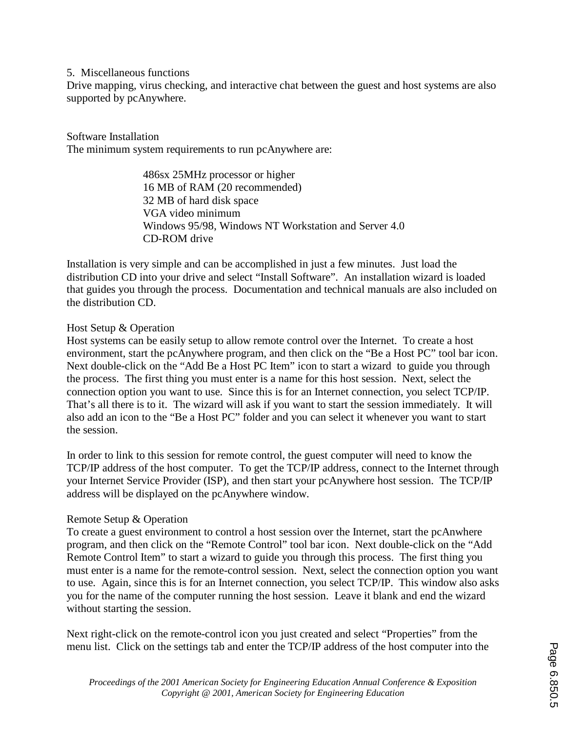5. Miscellaneous functions

Drive mapping, virus checking, and interactive chat between the guest and host systems are also supported by pcAnywhere.

## Software Installation

The minimum system requirements to run pcAnywhere are:

- 486sx 25MHz processor or higher
- 16 MB of RAM (20 recommended)
- 32 MB of hard disk space
- VGA video minimum
- Windows 95/98, Windows NT Workstation and Server 4.0
- CD-ROM drive

Installation is very simple and can be accomplished in just a few minutes. Just load the distribution CD into your drive and select "Install Software". An installation wizard is loaded that guides you through the process. Documentation and technical manuals are also included on the distribution CD.

## Host Setup & Operation

Host systems can be easily setup to allow remote control over the Internet. To create a host environment, start the pcAnywhere program, and then click on the "Be a Host PC" tool bar icon. Next double-click on the "Add Be a Host PC Item" icon to start a wizard to guide you through the process. The first thing you must enter is a name for this host session. Next, select the connection option you want to use. Since this is for an Internet connection, you select TCP/IP. That's all there is to it. The wizard will ask if you want to start the session immediately. It will also add an icon to the "Be a Host PC" folder and you can select it whenever you want to start the session.

In order to link to this session for remote control, the guest computer will need to know the TCP/IP address of the host computer. To get the TCP/IP address, connect to the Internet through your Internet Service Provider (ISP), and then start your pcAnywhere host session. The TCP/IP address will be displayed on the pcAnywhere window.

## Remote Setup & Operation

To create a guest environment to control a host session over the Internet, start the pcAnwhere program, and then click on the "Remote Control" tool bar icon. Next double-click on the "Add Remote Control Item" to start a wizard to guide you through this process. The first thing you must enter is a name for the remote-control session. Next, select the connection option you want to use. Again, since this is for an Internet connection, you select TCP/IP. This window also asks you for the name of the computer running the host session. Leave it blank and end the wizard without starting the session.

Next right-click on the remote-control icon you just created and select "Properties" from the menu list. Click on the settings tab and enter the TCP/IP address of the host computer into the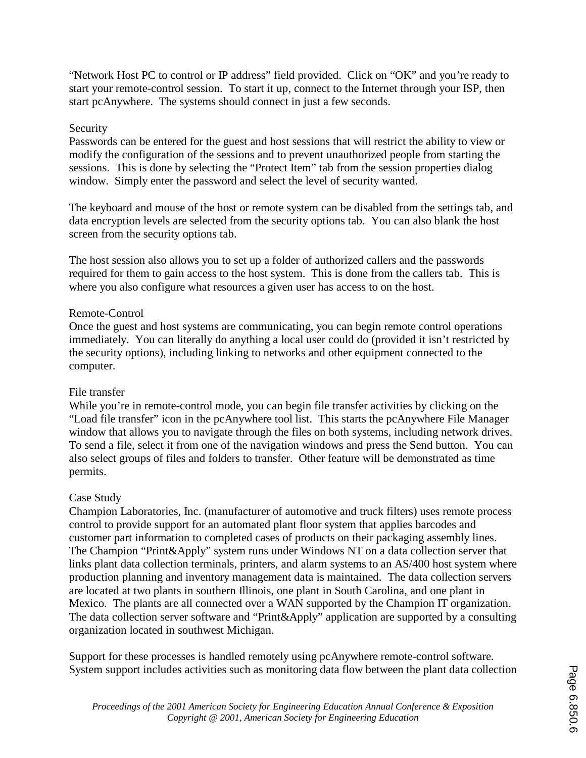“Network Host PC to control or IP address” field provided. Click on “OK” and you’re ready to start your remote-control session. To start it up, connect to the Internet through your ISP, then start pcAnywhere. The systems should connect in just a few seconds.

### Security

Passwords can be entered for the guest and host sessions that will restrict the ability to view or modify the configuration of the sessions and to prevent unauthorized people from starting the sessions. This is done by selecting the “Protect Item” tab from the session properties dialog window. Simply enter the password and select the level of security wanted.

The keyboard and mouse of the host or remote system can be disabled from the settings tab, and data encryption levels are selected from the security options tab. You can also blank the host screen from the security options tab.

The host session also allows you to set up a folder of authorized callers and the passwords required for them to gain access to the host system. This is done from the callers tab. This is where you also configure what resources a given user has access to on the host.

### Remote-Control

Once the guest and host systems are communicating, you can begin remote control operations immediately. You can literally do anything a local user could do (provided it isn’t restricted by the security options), including linking to networks and other equipment connected to the computer.

### File transfer

While you’re in remote-control mode, you can begin file transfer activities by clicking on the “Load file transfer” icon in the pcAnywhere tool list. This starts the pcAnywhere File Manager window that allows you to navigate through the files on both systems, including network drives. To send a file, select it from one of the navigation windows and press the Send button. You can also select groups of files and folders to transfer. Other feature will be demonstrated as time permits.

### Case Study

Champion Laboratories, Inc. (manufacturer of automotive and truck filters) uses remote process control to provide support for an automated plant floor system that applies barcodes and customer part information to completed cases of products on their packaging assembly lines. The Champion “Print&Apply” system runs under Windows NT on a data collection server that links plant data collection terminals, printers, and alarm systems to an AS/400 host system where production planning and inventory management data is maintained. The data collection servers are located at two plants in southern Illinois, one plant in South Carolina, and one plant in Mexico. The plants are all connected over a WAN supported by the Champion IT organization. The data collection server software and “Print&Apply” application are supported by a consulting organization located in southwest Michigan.

Support for these processes is handled remotely using pcAnywhere remote-control software. System support includes activities such as monitoring data flow between the plant data collection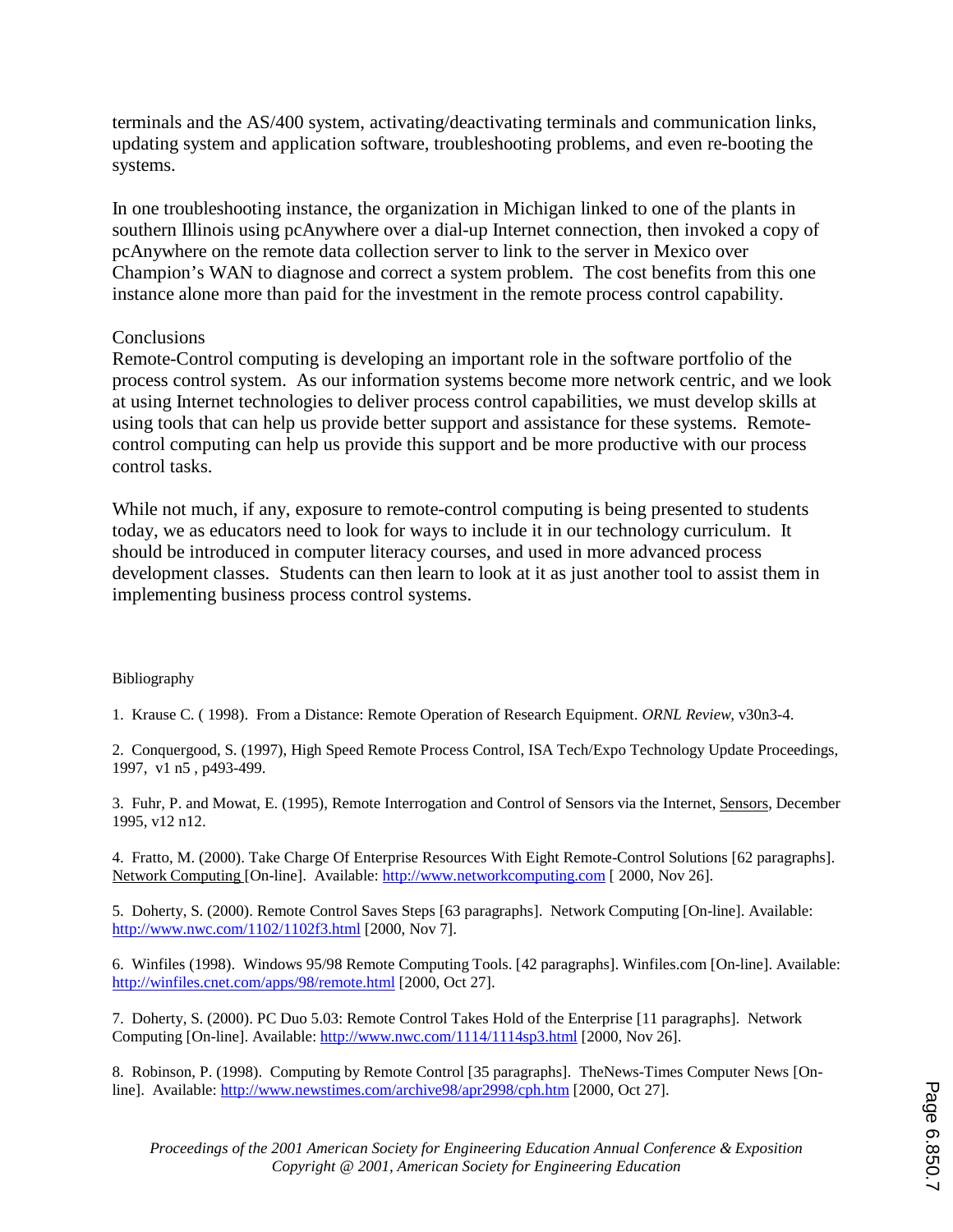terminals and the AS/400 system, activating/deactivating terminals and communication links, updating system and application software, troubleshooting problems, and even re-booting the systems.

In one troubleshooting instance, the organization in Michigan linked to one of the plants in southern Illinois using pcAnywhere over a dial-up Internet connection, then invoked a copy of pcAnywhere on the remote data collection server to link to the server in Mexico over Champion's WAN to diagnose and correct a system problem. The cost benefits from this one instance alone more than paid for the investment in the remote process control capability.

## Conclusions

Remote-Control computing is developing an important role in the software portfolio of the process control system. As our information systems become more network centric, and we look at using Internet technologies to deliver process control capabilities, we must develop skills at using tools that can help us provide better support and assistance for these systems. Remote-control computing can help us provide this support and be more productive with our process control tasks.

While not much, if any, exposure to remote-control computing is being presented to students today, we as educators need to look for ways to include it in our technology curriculum. It should be introduced in computer literacy courses, and used in more advanced process development classes. Students can then learn to look at it as just another tool to assist them in implementing business process control systems.

## Bibliography

1. Krause C. ( 1998). From a Distance: Remote Operation of Research Equipment. *ORNL Review*, v30n3-4.

2. Conquergood, S. (1997), High Speed Remote Process Control, ISA Tech/Expo Technology Update Proceedings, 1997, v1 n5 , p493-499.

3. Fuhr, P. and Mowat, E. (1995), Remote Interrogation and Control of Sensors via the Internet, Sensors, December 1995, v12 n12.

4. Fratto, M. (2000). Take Charge Of Enterprise Resources With Eight Remote-Control Solutions [62 paragraphs]. Network Computing [On-line]. Available: http://www.networkcomputing.com [ 2000, Nov 26].

5. Doherty, S. (2000). Remote Control Saves Steps [63 paragraphs]. Network Computing [On-line]. Available: http://www.nwc.com/1102/1102f3.html [2000, Nov 7].

6. Winfiles (1998). Windows 95/98 Remote Computing Tools. [42 paragraphs]. Winfiles.com [On-line]. Available: http://winfiles.cnet.com/apps/98/remote.html [2000, Oct 27].

7. Doherty, S. (2000). PC Duo 5.03: Remote Control Takes Hold of the Enterprise [11 paragraphs]. Network Computing [On-line]. Available: http://www.nwc.com/1114/1114sp3.html [2000, Nov 26].

8. Robinson, P. (1998). Computing by Remote Control [35 paragraphs]. TheNews-Times Computer News [On-line]. Available: http://www.newstimes.com/archive98/apr2998/cph.htm [2000, Oct 27].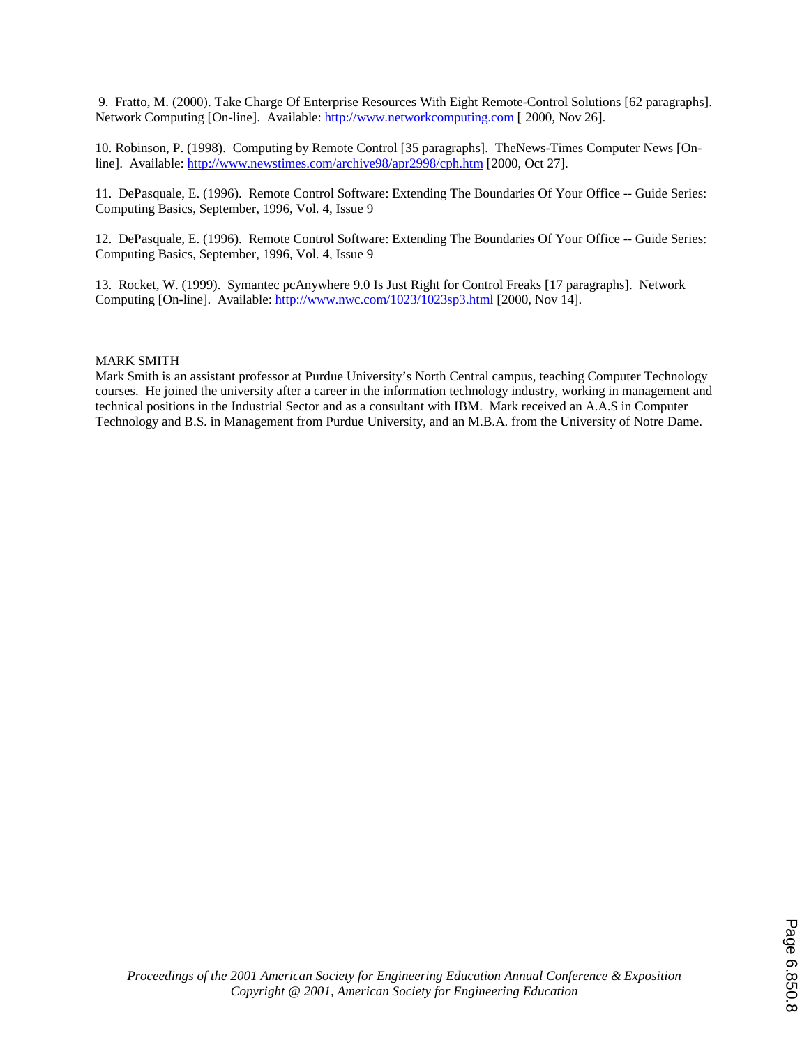9. Fratto, M. (2000). Take Charge Of Enterprise Resources With Eight Remote-Control Solutions [62 paragraphs]. Network Computing [On-line]. Available: http://www.networkcomputing.com [ 2000, Nov 26].

10. Robinson, P. (1998). Computing by Remote Control [35 paragraphs]. TheNews-Times Computer News [On-line]. Available: http://www.newstimes.com/archive98/apr2998/cph.htm [2000, Oct 27].

11. DePasquale, E. (1996). Remote Control Software: Extending The Boundaries Of Your Office -- Guide Series: Computing Basics, September, 1996, Vol. 4, Issue 9

12. DePasquale, E. (1996). Remote Control Software: Extending The Boundaries Of Your Office -- Guide Series: Computing Basics, September, 1996, Vol. 4, Issue 9

13. Rocket, W. (1999). Symantec pcAnywhere 9.0 Is Just Right for Control Freaks [17 paragraphs]. Network Computing [On-line]. Available: http://www.nwc.com/1023/1023sp3.html [2000, Nov 14].

MARK SMITH

Mark Smith is an assistant professor at Purdue University's North Central campus, teaching Computer Technology courses. He joined the university after a career in the information technology industry, working in management and technical positions in the Industrial Sector and as a consultant with IBM. Mark received an A.A.S in Computer Technology and B.S. in Management from Purdue University, and an M.B.A. from the University of Notre Dame.